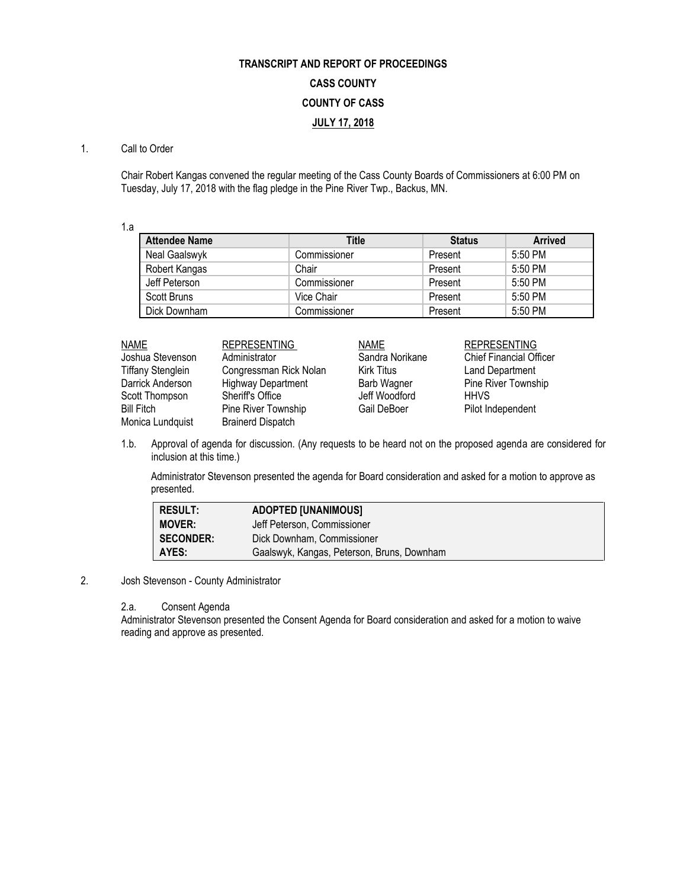**TRANSCRIPT AND REPORT OF PROCEEDINGS**

**CASS COUNTY**

**COUNTY OF CASS**

**JULY 17, 2018**

1. Call to Order

Chair Robert Kangas convened the regular meeting of the Cass County Boards of Commissioners at 6:00 PM on Tuesday, July 17, 2018 with the flag pledge in the Pine River Twp., Backus, MN.

1.a

| Attendee Name | Title | Status | Arrived |
|---|---|---|---|
| Neal Gaalswyk | Commissioner | Present | 5:50 PM |
| Robert Kangas | Chair | Present | 5:50 PM |
| Jeff Peterson | Commissioner | Present | 5:50 PM |
| Scott Bruns | Vice Chair | Present | 5:50 PM |
| Dick Downham | Commissioner | Present | 5:50 PM |

| NAME | REPRESENTING | NAME | REPRESENTING |
|---|---|---|---|
| Joshua Stevenson | Administrator | Sandra Norikane | Chief Financial Officer |
| Tiffany Stenglein | Congressman Rick Nolan | Kirk Titus | Land Department |
| Darrick Anderson | Highway Department | Barb Wagner | Pine River Township |
| Scott Thompson | Sheriff's Office | Jeff Woodford | HHVS |
| Bill Fitch | Pine River Township | Gail DeBoer | Pilot Independent |
| Monica Lundquist | Brainerd Dispatch | | |

1.b. Approval of agenda for discussion. (Any requests to be heard not on the proposed agenda are considered for inclusion at this time.)

Administrator Stevenson presented the agenda for Board consideration and asked for a motion to approve as presented.

| | |
|---|---|
| **RESULT:** | **ADOPTED [UNANIMOUS]** |
| **MOVER:** | Jeff Peterson, Commissioner |
| **SECONDER:** | Dick Downham, Commissioner |
| **AYES:** | Gaalswyk, Kangas, Peterson, Bruns, Downham |

2. Josh Stevenson - County Administrator

2.a. Consent Agenda

Administrator Stevenson presented the Consent Agenda for Board consideration and asked for a motion to waive reading and approve as presented.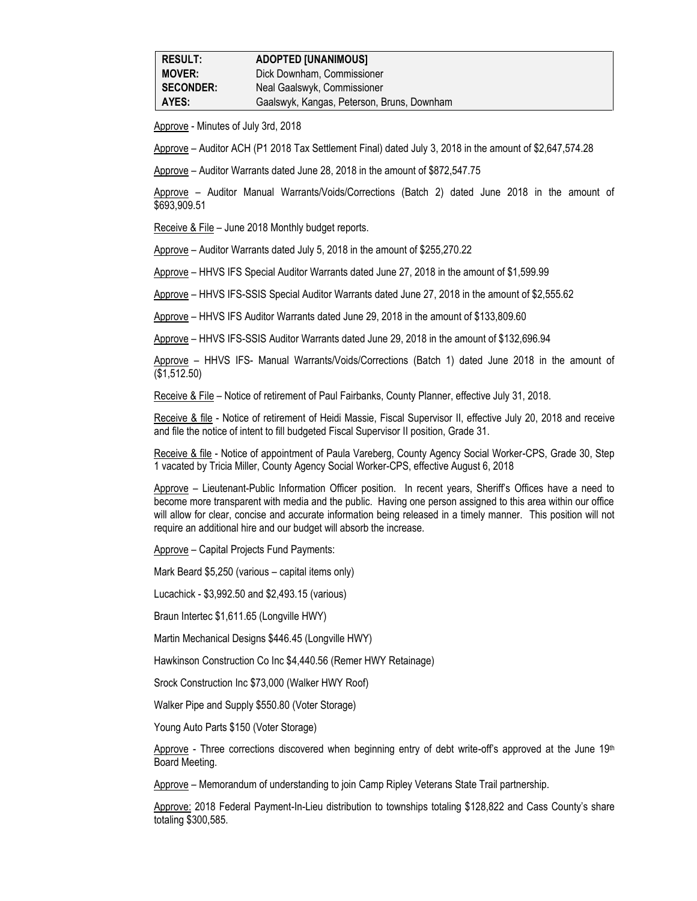| RESULT: | ADOPTED [UNANIMOUS] |
| --- | --- |
| MOVER: | Dick Downham, Commissioner |
| SECONDER: | Neal Gaalswyk, Commissioner |
| AYES: | Gaalswyk, Kangas, Peterson, Bruns, Downham |

Approve - Minutes of July 3rd, 2018

Approve – Auditor ACH (P1 2018 Tax Settlement Final) dated July 3, 2018 in the amount of $2,647,574.28

Approve – Auditor Warrants dated June 28, 2018 in the amount of $872,547.75

Approve – Auditor Manual Warrants/Voids/Corrections (Batch 2) dated June 2018 in the amount of $693,909.51

Receive & File – June 2018 Monthly budget reports.

Approve – Auditor Warrants dated July 5, 2018 in the amount of $255,270.22

Approve – HHVS IFS Special Auditor Warrants dated June 27, 2018 in the amount of $1,599.99

Approve – HHVS IFS-SSIS Special Auditor Warrants dated June 27, 2018 in the amount of $2,555.62

Approve – HHVS IFS Auditor Warrants dated June 29, 2018 in the amount of $133,809.60

Approve – HHVS IFS-SSIS Auditor Warrants dated June 29, 2018 in the amount of $132,696.94

Approve – HHVS IFS- Manual Warrants/Voids/Corrections (Batch 1) dated June 2018 in the amount of ($1,512.50)

Receive & File – Notice of retirement of Paul Fairbanks, County Planner, effective July 31, 2018.

Receive & file - Notice of retirement of Heidi Massie, Fiscal Supervisor II, effective July 20, 2018 and receive and file the notice of intent to fill budgeted Fiscal Supervisor II position, Grade 31.

Receive & file - Notice of appointment of Paula Vareberg, County Agency Social Worker-CPS, Grade 30, Step 1 vacated by Tricia Miller, County Agency Social Worker-CPS, effective August 6, 2018

Approve – Lieutenant-Public Information Officer position. In recent years, Sheriff's Offices have a need to become more transparent with media and the public. Having one person assigned to this area within our office will allow for clear, concise and accurate information being released in a timely manner. This position will not require an additional hire and our budget will absorb the increase.

Approve – Capital Projects Fund Payments:

Mark Beard $5,250 (various – capital items only)

Lucachick - $3,992.50 and $2,493.15 (various)

Braun Intertec $1,611.65 (Longville HWY)

Martin Mechanical Designs $446.45 (Longville HWY)

Hawkinson Construction Co Inc $4,440.56 (Remer HWY Retainage)

Srock Construction Inc $73,000 (Walker HWY Roof)

Walker Pipe and Supply $550.80 (Voter Storage)

Young Auto Parts $150 (Voter Storage)

Approve - Three corrections discovered when beginning entry of debt write-off's approved at the June 19th Board Meeting.

Approve – Memorandum of understanding to join Camp Ripley Veterans State Trail partnership.

Approve: 2018 Federal Payment-In-Lieu distribution to townships totaling $128,822 and Cass County's share totaling $300,585.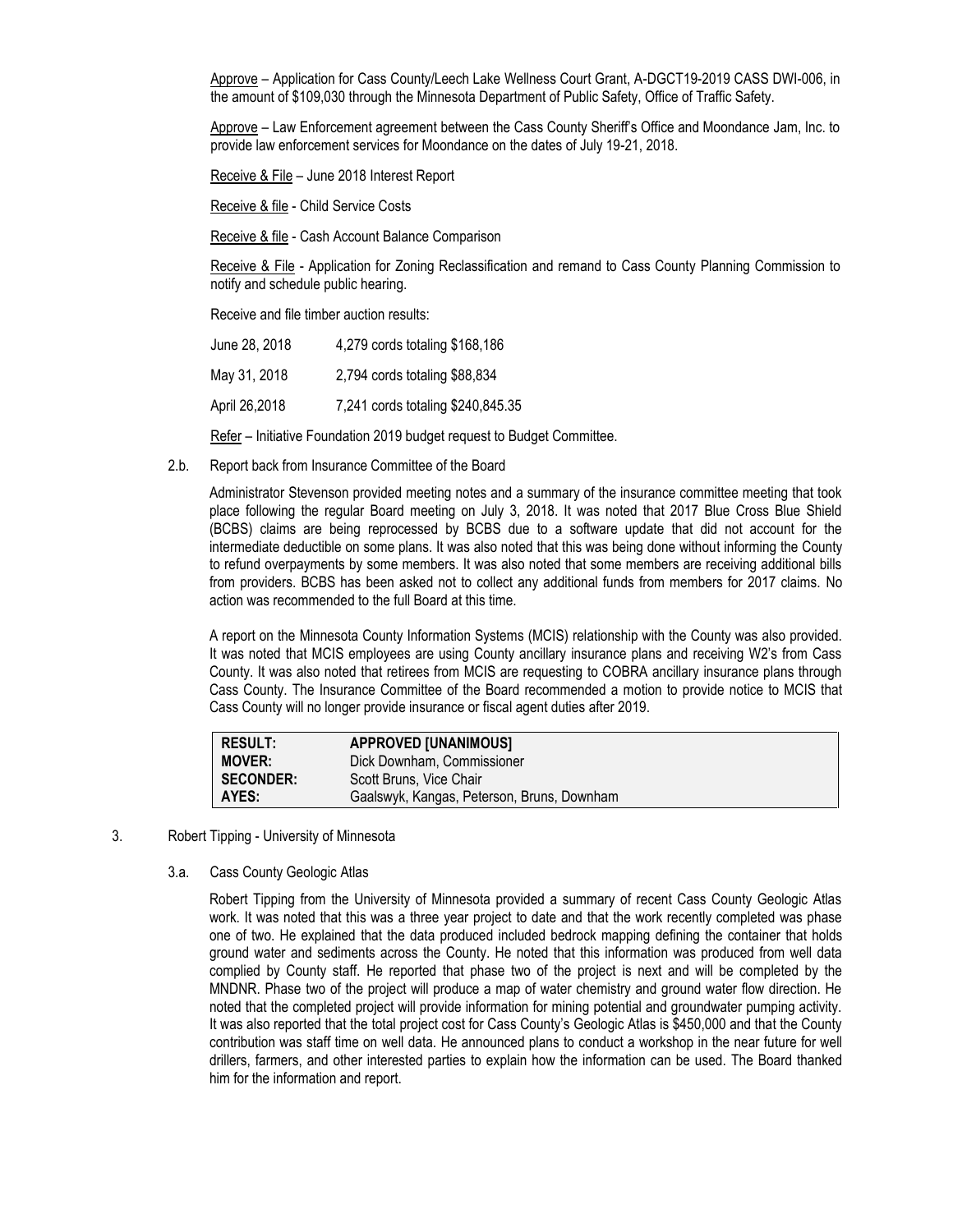Approve – Application for Cass County/Leech Lake Wellness Court Grant, A-DGCT19-2019 CASS DWI-006, in the amount of $109,030 through the Minnesota Department of Public Safety, Office of Traffic Safety.

Approve – Law Enforcement agreement between the Cass County Sheriff's Office and Moondance Jam, Inc. to provide law enforcement services for Moondance on the dates of July 19-21, 2018.

Receive & File – June 2018 Interest Report

Receive & file - Child Service Costs

Receive & file - Cash Account Balance Comparison

Receive & File - Application for Zoning Reclassification and remand to Cass County Planning Commission to notify and schedule public hearing.

Receive and file timber auction results:

| | |
|---|---|
| June 28, 2018 | 4,279 cords totaling $168,186 |
| May 31, 2018 | 2,794 cords totaling $88,834 |
| April 26,2018 | 7,241 cords totaling $240,845.35 |

Refer – Initiative Foundation 2019 budget request to Budget Committee.

2.b. Report back from Insurance Committee of the Board

Administrator Stevenson provided meeting notes and a summary of the insurance committee meeting that took place following the regular Board meeting on July 3, 2018. It was noted that 2017 Blue Cross Blue Shield (BCBS) claims are being reprocessed by BCBS due to a software update that did not account for the intermediate deductible on some plans. It was also noted that this was being done without informing the County to refund overpayments by some members. It was also noted that some members are receiving additional bills from providers. BCBS has been asked not to collect any additional funds from members for 2017 claims. No action was recommended to the full Board at this time.

A report on the Minnesota County Information Systems (MCIS) relationship with the County was also provided. It was noted that MCIS employees are using County ancillary insurance plans and receiving W2's from Cass County. It was also noted that retirees from MCIS are requesting to COBRA ancillary insurance plans through Cass County. The Insurance Committee of the Board recommended a motion to provide notice to MCIS that Cass County will no longer provide insurance or fiscal agent duties after 2019.

| | |
|---|---|
| **RESULT:** | **APPROVED [UNANIMOUS]** |
| **MOVER:** | Dick Downham, Commissioner |
| **SECONDER:** | Scott Bruns, Vice Chair |
| **AYES:** | Gaalswyk, Kangas, Peterson, Bruns, Downham |

3. Robert Tipping - University of Minnesota

3.a. Cass County Geologic Atlas

Robert Tipping from the University of Minnesota provided a summary of recent Cass County Geologic Atlas work. It was noted that this was a three year project to date and that the work recently completed was phase one of two. He explained that the data produced included bedrock mapping defining the container that holds ground water and sediments across the County. He noted that this information was produced from well data complied by County staff. He reported that phase two of the project is next and will be completed by the MNDNR. Phase two of the project will produce a map of water chemistry and ground water flow direction. He noted that the completed project will provide information for mining potential and groundwater pumping activity. It was also reported that the total project cost for Cass County's Geologic Atlas is $450,000 and that the County contribution was staff time on well data. He announced plans to conduct a workshop in the near future for well drillers, farmers, and other interested parties to explain how the information can be used. The Board thanked him for the information and report.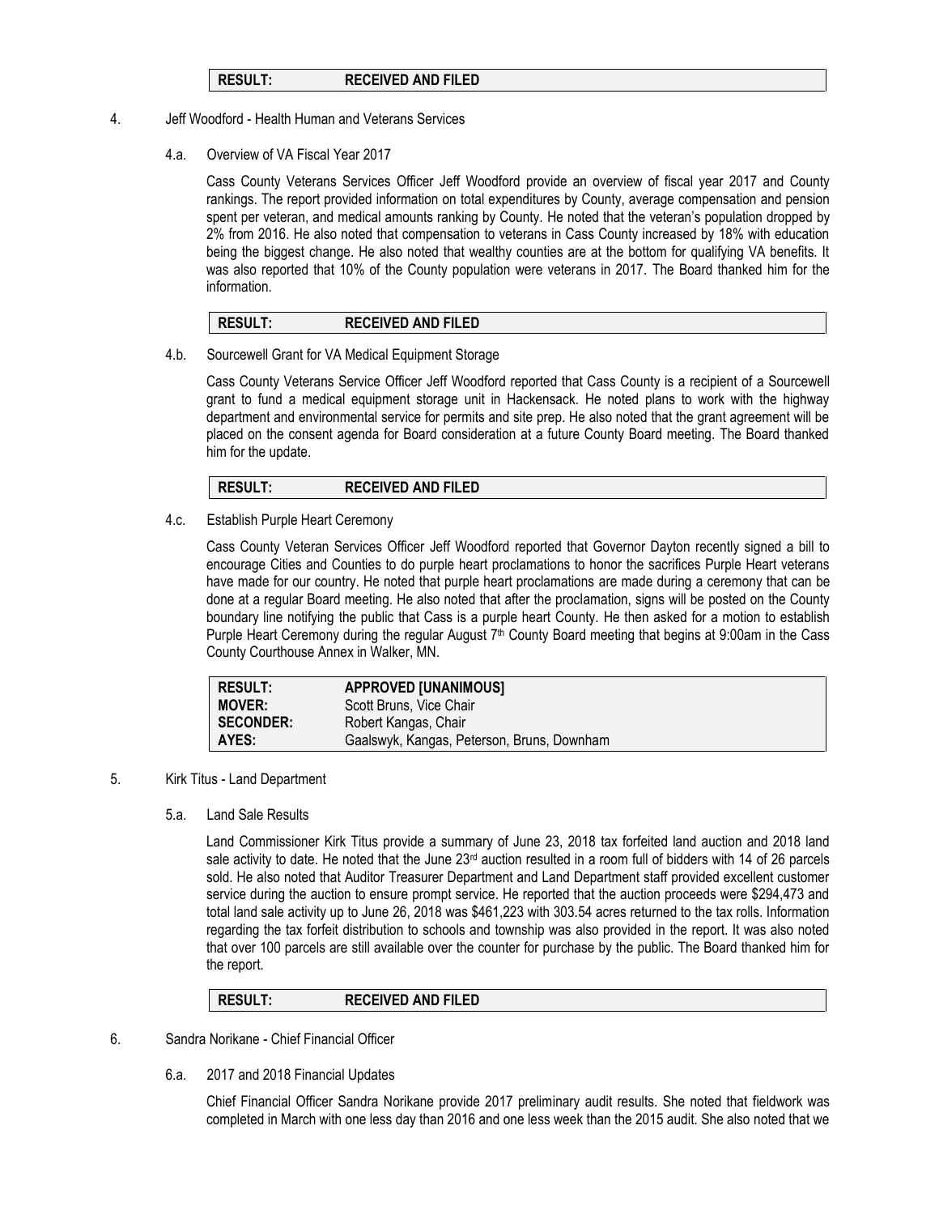| RESULT: | RECEIVED AND FILED |
|---|---|

4. Jeff Woodford - Health Human and Veterans Services

4.a. Overview of VA Fiscal Year 2017

Cass County Veterans Services Officer Jeff Woodford provide an overview of fiscal year 2017 and County rankings. The report provided information on total expenditures by County, average compensation and pension spent per veteran, and medical amounts ranking by County. He noted that the veteran's population dropped by 2% from 2016. He also noted that compensation to veterans in Cass County increased by 18% with education being the biggest change. He also noted that wealthy counties are at the bottom for qualifying VA benefits. It was also reported that 10% of the County population were veterans in 2017. The Board thanked him for the information.

| RESULT: | RECEIVED AND FILED |
|---|---|

4.b. Sourcewell Grant for VA Medical Equipment Storage

Cass County Veterans Service Officer Jeff Woodford reported that Cass County is a recipient of a Sourcewell grant to fund a medical equipment storage unit in Hackensack. He noted plans to work with the highway department and environmental service for permits and site prep. He also noted that the grant agreement will be placed on the consent agenda for Board consideration at a future County Board meeting. The Board thanked him for the update.

| RESULT: | RECEIVED AND FILED |
|---|---|

4.c. Establish Purple Heart Ceremony

Cass County Veteran Services Officer Jeff Woodford reported that Governor Dayton recently signed a bill to encourage Cities and Counties to do purple heart proclamations to honor the sacrifices Purple Heart veterans have made for our country. He noted that purple heart proclamations are made during a ceremony that can be done at a regular Board meeting. He also noted that after the proclamation, signs will be posted on the County boundary line notifying the public that Cass is a purple heart County. He then asked for a motion to establish Purple Heart Ceremony during the regular August 7th County Board meeting that begins at 9:00am in the Cass County Courthouse Annex in Walker, MN.

| RESULT: | APPROVED [UNANIMOUS] |
|---|---|
| MOVER: | Scott Bruns, Vice Chair |
| SECONDER: | Robert Kangas, Chair |
| AYES: | Gaalswyk, Kangas, Peterson, Bruns, Downham |

5. Kirk Titus - Land Department

5.a. Land Sale Results

Land Commissioner Kirk Titus provide a summary of June 23, 2018 tax forfeited land auction and 2018 land sale activity to date. He noted that the June 23rd auction resulted in a room full of bidders with 14 of 26 parcels sold. He also noted that Auditor Treasurer Department and Land Department staff provided excellent customer service during the auction to ensure prompt service. He reported that the auction proceeds were $294,473 and total land sale activity up to June 26, 2018 was $461,223 with 303.54 acres returned to the tax rolls. Information regarding the tax forfeit distribution to schools and township was also provided in the report. It was also noted that over 100 parcels are still available over the counter for purchase by the public. The Board thanked him for the report.

| RESULT: | RECEIVED AND FILED |
|---|---|

6. Sandra Norikane - Chief Financial Officer

6.a. 2017 and 2018 Financial Updates

Chief Financial Officer Sandra Norikane provide 2017 preliminary audit results. She noted that fieldwork was completed in March with one less day than 2016 and one less week than the 2015 audit. She also noted that we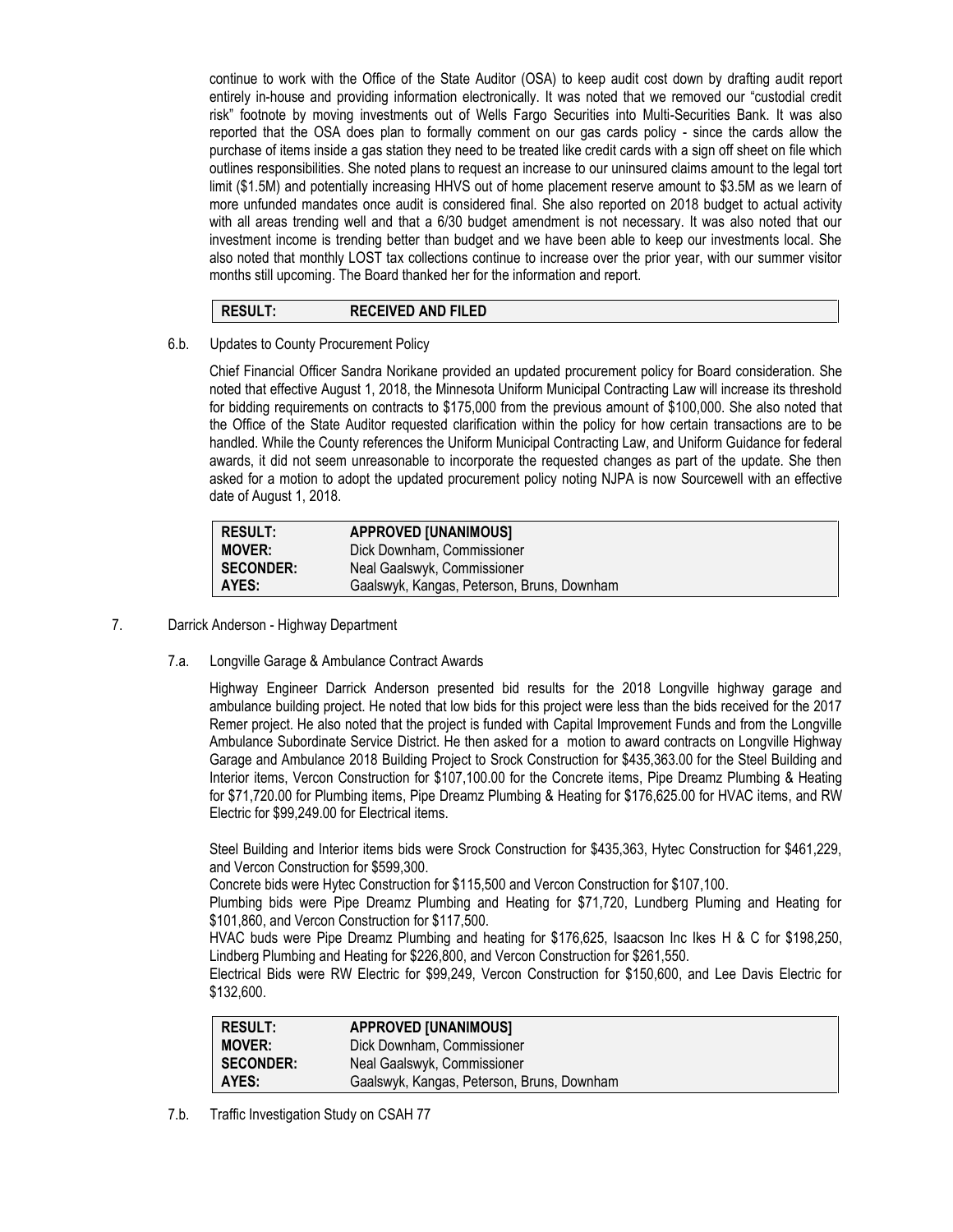continue to work with the Office of the State Auditor (OSA) to keep audit cost down by drafting audit report entirely in-house and providing information electronically. It was noted that we removed our "custodial credit risk" footnote by moving investments out of Wells Fargo Securities into Multi-Securities Bank. It was also reported that the OSA does plan to formally comment on our gas cards policy - since the cards allow the purchase of items inside a gas station they need to be treated like credit cards with a sign off sheet on file which outlines responsibilities. She noted plans to request an increase to our uninsured claims amount to the legal tort limit ($1.5M) and potentially increasing HHVS out of home placement reserve amount to $3.5M as we learn of more unfunded mandates once audit is considered final. She also reported on 2018 budget to actual activity with all areas trending well and that a 6/30 budget amendment is not necessary. It was also noted that our investment income is trending better than budget and we have been able to keep our investments local. She also noted that monthly LOST tax collections continue to increase over the prior year, with our summer visitor months still upcoming. The Board thanked her for the information and report.

| **RESULT:** | **RECEIVED AND FILED** |
|---|---|

6.b. Updates to County Procurement Policy

Chief Financial Officer Sandra Norikane provided an updated procurement policy for Board consideration. She noted that effective August 1, 2018, the Minnesota Uniform Municipal Contracting Law will increase its threshold for bidding requirements on contracts to $175,000 from the previous amount of $100,000. She also noted that the Office of the State Auditor requested clarification within the policy for how certain transactions are to be handled. While the County references the Uniform Municipal Contracting Law, and Uniform Guidance for federal awards, it did not seem unreasonable to incorporate the requested changes as part of the update. She then asked for a motion to adopt the updated procurement policy noting NJPA is now Sourcewell with an effective date of August 1, 2018.

| **RESULT:** | **APPROVED [UNANIMOUS]** |
|---|---|
| **MOVER:** | Dick Downham, Commissioner |
| **SECONDER:** | Neal Gaalswyk, Commissioner |
| **AYES:** | Gaalswyk, Kangas, Peterson, Bruns, Downham |

7. Darrick Anderson - Highway Department

7.a. Longville Garage & Ambulance Contract Awards

Highway Engineer Darrick Anderson presented bid results for the 2018 Longville highway garage and ambulance building project. He noted that low bids for this project were less than the bids received for the 2017 Remer project. He also noted that the project is funded with Capital Improvement Funds and from the Longville Ambulance Subordinate Service District. He then asked for a motion to award contracts on Longville Highway Garage and Ambulance 2018 Building Project to Srock Construction for $435,363.00 for the Steel Building and Interior items, Vercon Construction for $107,100.00 for the Concrete items, Pipe Dreamz Plumbing & Heating for $71,720.00 for Plumbing items, Pipe Dreamz Plumbing & Heating for $176,625.00 for HVAC items, and RW Electric for $99,249.00 for Electrical items.

Steel Building and Interior items bids were Srock Construction for $435,363, Hytec Construction for $461,229, and Vercon Construction for $599,300.

Concrete bids were Hytec Construction for $115,500 and Vercon Construction for $107,100.

Plumbing bids were Pipe Dreamz Plumbing and Heating for $71,720, Lundberg Pluming and Heating for $101,860, and Vercon Construction for $117,500.

HVAC buds were Pipe Dreamz Plumbing and heating for $176,625, Isaacson Inc Ikes H & C for $198,250, Lindberg Plumbing and Heating for $226,800, and Vercon Construction for $261,550.

Electrical Bids were RW Electric for $99,249, Vercon Construction for $150,600, and Lee Davis Electric for $132,600.

| **RESULT:** | **APPROVED [UNANIMOUS]** |
|---|---|
| **MOVER:** | Dick Downham, Commissioner |
| **SECONDER:** | Neal Gaalswyk, Commissioner |
| **AYES:** | Gaalswyk, Kangas, Peterson, Bruns, Downham |

7.b. Traffic Investigation Study on CSAH 77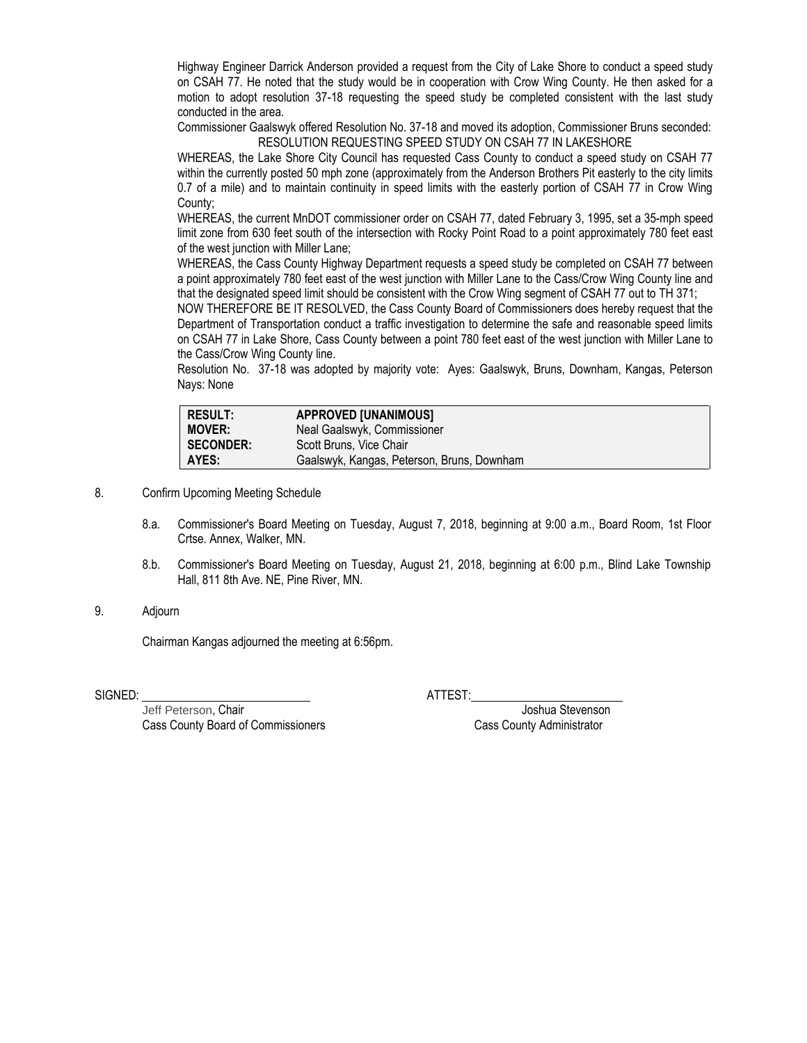Highway Engineer Darrick Anderson provided a request from the City of Lake Shore to conduct a speed study on CSAH 77. He noted that the study would be in cooperation with Crow Wing County. He then asked for a motion to adopt resolution 37-18 requesting the speed study be completed consistent with the last study conducted in the area.

Commissioner Gaalswyk offered Resolution No. 37-18 and moved its adoption, Commissioner Bruns seconded:

RESOLUTION REQUESTING SPEED STUDY ON CSAH 77 IN LAKESHORE

WHEREAS, the Lake Shore City Council has requested Cass County to conduct a speed study on CSAH 77 within the currently posted 50 mph zone (approximately from the Anderson Brothers Pit easterly to the city limits 0.7 of a mile) and to maintain continuity in speed limits with the easterly portion of CSAH 77 in Crow Wing County;

WHEREAS, the current MnDOT commissioner order on CSAH 77, dated February 3, 1995, set a 35-mph speed limit zone from 630 feet south of the intersection with Rocky Point Road to a point approximately 780 feet east of the west junction with Miller Lane;

WHEREAS, the Cass County Highway Department requests a speed study be completed on CSAH 77 between a point approximately 780 feet east of the west junction with Miller Lane to the Cass/Crow Wing County line and that the designated speed limit should be consistent with the Crow Wing segment of CSAH 77 out to TH 371;

NOW THEREFORE BE IT RESOLVED, the Cass County Board of Commissioners does hereby request that the Department of Transportation conduct a traffic investigation to determine the safe and reasonable speed limits on CSAH 77 in Lake Shore, Cass County between a point 780 feet east of the west junction with Miller Lane to the Cass/Crow Wing County line.

Resolution No. 37-18 was adopted by majority vote: Ayes: Gaalswyk, Bruns, Downham, Kangas, Peterson Nays: None

| | |
|---|---|
| **RESULT:** | **APPROVED [UNANIMOUS]** |
| **MOVER:** | Neal Gaalswyk, Commissioner |
| **SECONDER:** | Scott Bruns, Vice Chair |
| **AYES:** | Gaalswyk, Kangas, Peterson, Bruns, Downham |

8. Confirm Upcoming Meeting Schedule

   8.a. Commissioner's Board Meeting on Tuesday, August 7, 2018, beginning at 9:00 a.m., Board Room, 1st Floor Crtse. Annex, Walker, MN.

   8.b. Commissioner's Board Meeting on Tuesday, August 21, 2018, beginning at 6:00 p.m., Blind Lake Township Hall, 811 8th Ave. NE, Pine River, MN.

9. Adjourn

   Chairman Kangas adjourned the meeting at 6:56pm.

SIGNED: ____________________________ ATTEST: ________________________

Jeff Peterson, Chair
Cass County Board of Commissioners

Joshua Stevenson
Cass County Administrator